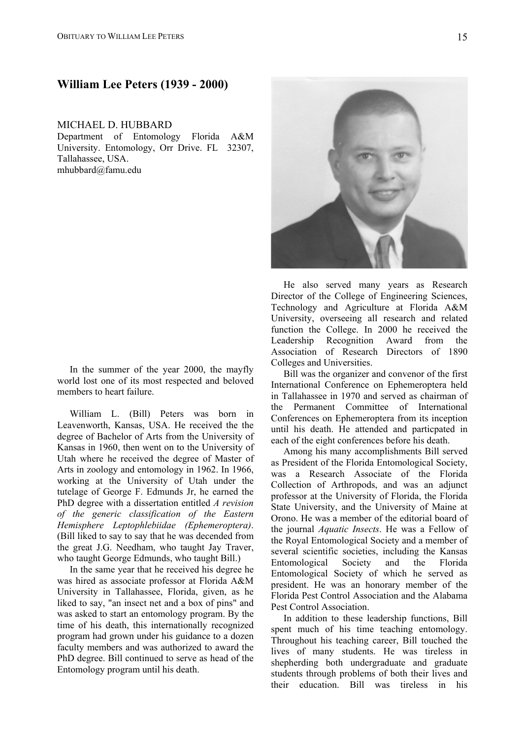# William Lee Peters (1939 - 2000)

MICHAEL D. HUBBARD
Department of Entomology Florida A&M University. Entomology, Orr Drive. FL 32307, Tallahassee, USA.
mhubbard@famu.edu

In the summer of the year 2000, the mayfly world lost one of its most respected and beloved members to heart failure.

William L. (Bill) Peters was born in Leavenworth, Kansas, USA. He received the the degree of Bachelor of Arts from the University of Kansas in 1960, then went on to the University of Utah where he received the degree of Master of Arts in zoology and entomology in 1962. In 1966, working at the University of Utah under the tutelage of George F. Edmunds Jr, he earned the PhD degree with a dissertation entitled *A revision of the generic classification of the Eastern Hemisphere Leptophlebiidae (Ephemeroptera)*. (Bill liked to say to say that he was decended from the great J.G. Needham, who taught Jay Traver, who taught George Edmunds, who taught Bill.)

In the same year that he received his degree he was hired as associate professor at Florida A&M University in Tallahassee, Florida, given, as he liked to say, "an insect net and a box of pins" and was asked to start an entomology program. By the time of his death, this internationally recognized program had grown under his guidance to a dozen faculty members and was authorized to award the PhD degree. Bill continued to serve as head of the Entomology program until his death.

He also served many years as Research Director of the College of Engineering Sciences, Technology and Agriculture at Florida A&M University, overseeing all research and related function the College. In 2000 he received the Leadership Recognition Award from the Association of Research Directors of 1890 Colleges and Universities.

Bill was the organizer and convenor of the first International Conference on Ephemeroptera held in Tallahassee in 1970 and served as chairman of the Permanent Committee of International Conferences on Ephemeroptera from its inception until his death. He attended and particpated in each of the eight conferences before his death.

Among his many accomplishments Bill served as President of the Florida Entomological Society, was a Research Associate of the Florida Collection of Arthropods, and was an adjunct professor at the University of Florida, the Florida State University, and the University of Maine at Orono. He was a member of the editorial board of the journal *Aquatic Insects*. He was a Fellow of the Royal Entomological Society and a member of several scientific societies, including the Kansas Entomological Society and the Florida Entomological Society of which he served as president. He was an honorary member of the Florida Pest Control Association and the Alabama Pest Control Association.

In addition to these leadership functions, Bill spent much of his time teaching entomology. Throughout his teaching career, Bill touched the lives of many students. He was tireless in shepherding both undergraduate and graduate students through problems of both their lives and their education. Bill was tireless in his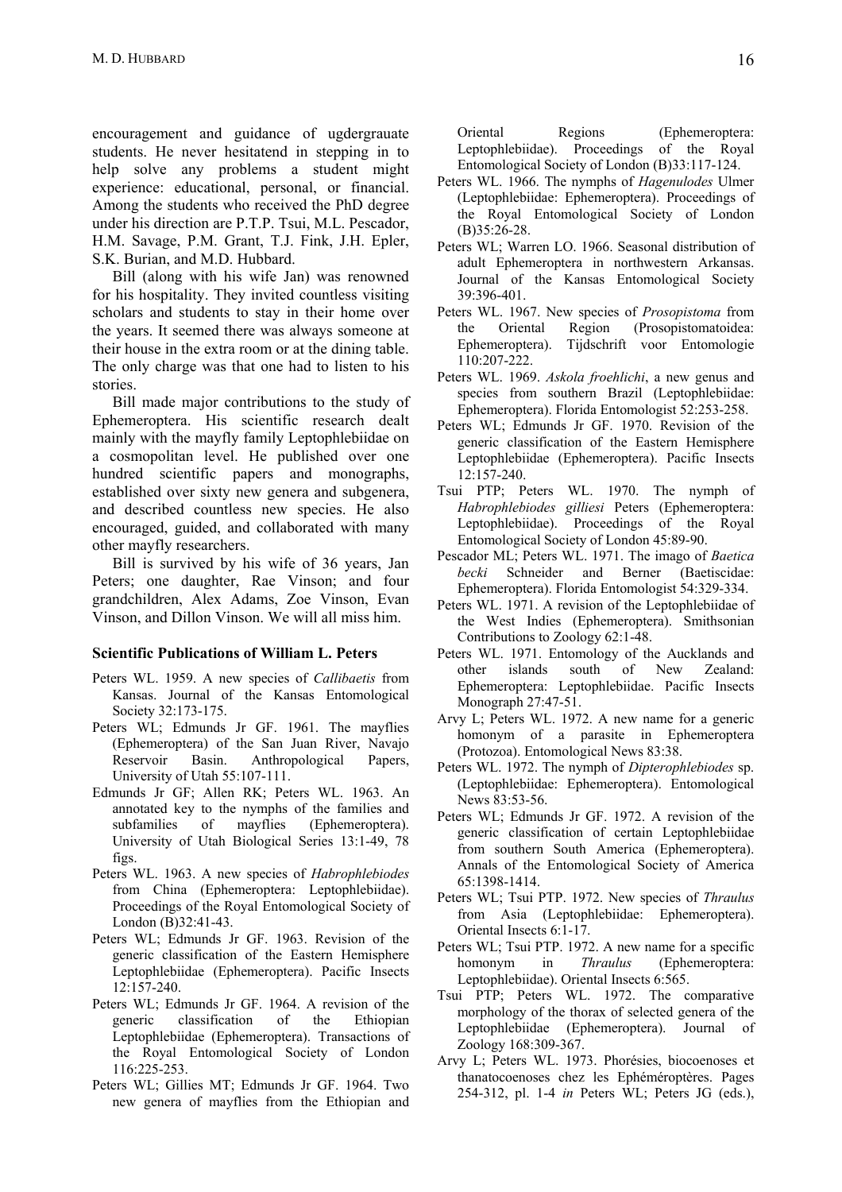encouragement and guidance of ugdergrauate students. He never hesitatend in stepping in to help solve any problems a student might experience: educational, personal, or financial. Among the students who received the PhD degree under his direction are P.T.P. Tsui, M.L. Pescador, H.M. Savage, P.M. Grant, T.J. Fink, J.H. Epler, S.K. Burian, and M.D. Hubbard.

Bill (along with his wife Jan) was renowned for his hospitality. They invited countless visiting scholars and students to stay in their home over the years. It seemed there was always someone at their house in the extra room or at the dining table. The only charge was that one had to listen to his stories.

Bill made major contributions to the study of Ephemeroptera. His scientific research dealt mainly with the mayfly family Leptophlebiidae on a cosmopolitan level. He published over one hundred scientific papers and monographs, established over sixty new genera and subgenera, and described countless new species. He also encouraged, guided, and collaborated with many other mayfly researchers.

Bill is survived by his wife of 36 years, Jan Peters; one daughter, Rae Vinson; and four grandchildren, Alex Adams, Zoe Vinson, Evan Vinson, and Dillon Vinson. We will all miss him.

### Scientific Publications of William L. Peters

Peters WL. 1959. A new species of *Callibaetis* from Kansas. Journal of the Kansas Entomological Society 32:173-175.

Peters WL; Edmunds Jr GF. 1961. The mayflies (Ephemeroptera) of the San Juan River, Navajo Reservoir Basin. Anthropological Papers, University of Utah 55:107-111.

Edmunds Jr GF; Allen RK; Peters WL. 1963. An annotated key to the nymphs of the families and subfamilies of mayflies (Ephemeroptera). University of Utah Biological Series 13:1-49, 78 figs.

Peters WL. 1963. A new species of *Habrophlebiodes* from China (Ephemeroptera: Leptophlebiidae). Proceedings of the Royal Entomological Society of London (B)32:41-43.

Peters WL; Edmunds Jr GF. 1963. Revision of the generic classification of the Eastern Hemisphere Leptophlebiidae (Ephemeroptera). Pacific Insects 12:157-240.

Peters WL; Edmunds Jr GF. 1964. A revision of the generic classification of the Ethiopian Leptophlebiidae (Ephemeroptera). Transactions of the Royal Entomological Society of London 116:225-253.

Peters WL; Gillies MT; Edmunds Jr GF. 1964. Two new genera of mayflies from the Ethiopian and Oriental Regions (Ephemeroptera: Leptophlebiidae). Proceedings of the Royal Entomological Society of London (B)33:117-124.

Peters WL. 1966. The nymphs of *Hagenulodes* Ulmer (Leptophlebiidae: Ephemeroptera). Proceedings of the Royal Entomological Society of London (B)35:26-28.

Peters WL; Warren LO. 1966. Seasonal distribution of adult Ephemeroptera in northwestern Arkansas. Journal of the Kansas Entomological Society 39:396-401.

Peters WL. 1967. New species of *Prosopistoma* from the Oriental Region (Prosopistomatoidea: Ephemeroptera). Tijdschrift voor Entomologie 110:207-222.

Peters WL. 1969. *Askola froehlichi*, a new genus and species from southern Brazil (Leptophlebiidae: Ephemeroptera). Florida Entomologist 52:253-258.

Peters WL; Edmunds Jr GF. 1970. Revision of the generic classification of the Eastern Hemisphere Leptophlebiidae (Ephemeroptera). Pacific Insects 12:157-240.

Tsui PTP; Peters WL. 1970. The nymph of *Habrophlebiodes gilliesi* Peters (Ephemeroptera: Leptophlebiidae). Proceedings of the Royal Entomological Society of London 45:89-90.

Pescador ML; Peters WL. 1971. The imago of *Baetica becki* Schneider and Berner (Baetiscidae: Ephemeroptera). Florida Entomologist 54:329-334.

Peters WL. 1971. A revision of the Leptophlebiidae of the West Indies (Ephemeroptera). Smithsonian Contributions to Zoology 62:1-48.

Peters WL. 1971. Entomology of the Aucklands and other islands south of New Zealand: Ephemeroptera: Leptophlebiidae. Pacific Insects Monograph 27:47-51.

Arvy L; Peters WL. 1972. A new name for a generic homonym of a parasite in Ephemeroptera (Protozoa). Entomological News 83:38.

Peters WL. 1972. The nymph of *Dipterophlebiodes* sp. (Leptophlebiidae: Ephemeroptera). Entomological News 83:53-56.

Peters WL; Edmunds Jr GF. 1972. A revision of the generic classification of certain Leptophlebiidae from southern South America (Ephemeroptera). Annals of the Entomological Society of America 65:1398-1414.

Peters WL; Tsui PTP. 1972. New species of *Thraulus* from Asia (Leptophlebiidae: Ephemeroptera). Oriental Insects 6:1-17.

Peters WL; Tsui PTP. 1972. A new name for a specific homonym in *Thraulus* (Ephemeroptera: Leptophlebiidae). Oriental Insects 6:565.

Tsui PTP; Peters WL. 1972. The comparative morphology of the thorax of selected genera of the Leptophlebiidae (Ephemeroptera). Journal of Zoology 168:309-367.

Arvy L; Peters WL. 1973. Phorésies, biocoenoses et thanatocoenoses chez les Ephéméroptères. Pages 254-312, pl. 1-4 *in* Peters WL; Peters JG (eds.),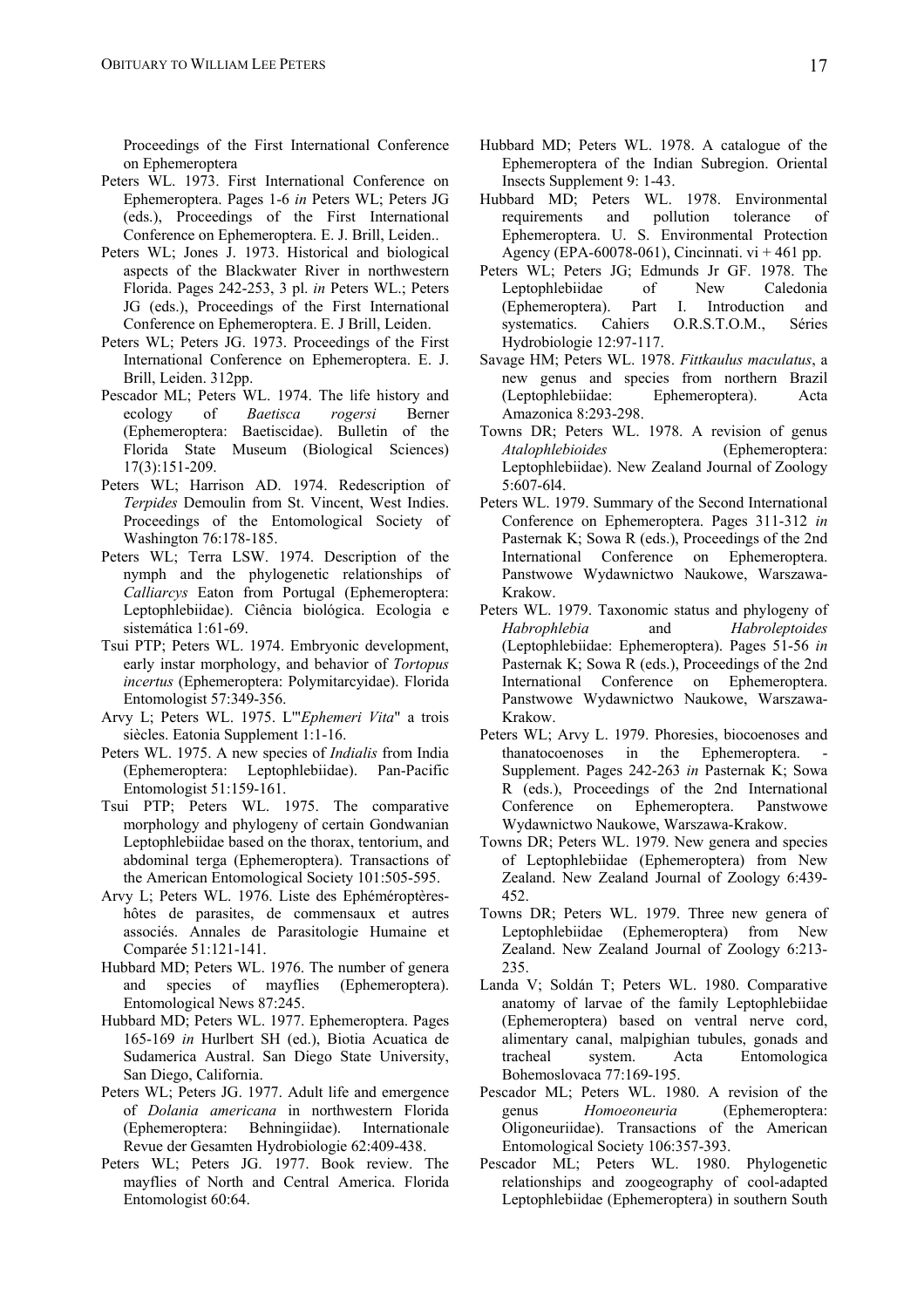Proceedings of the First International Conference on Ephemeroptera

Peters WL. 1973. First International Conference on Ephemeroptera. Pages 1-6 *in* Peters WL; Peters JG (eds.), Proceedings of the First International Conference on Ephemeroptera. E. J. Brill, Leiden..

Peters WL; Jones J. 1973. Historical and biological aspects of the Blackwater River in northwestern Florida. Pages 242-253, 3 pl. *in* Peters WL.; Peters JG (eds.), Proceedings of the First International Conference on Ephemeroptera. E. J Brill, Leiden.

Peters WL; Peters JG. 1973. Proceedings of the First International Conference on Ephemeroptera. E. J. Brill, Leiden. 312pp.

Pescador ML; Peters WL. 1974. The life history and ecology of *Baetisca rogersi* Berner (Ephemeroptera: Baetiscidae). Bulletin of the Florida State Museum (Biological Sciences) 17(3):151-209.

Peters WL; Harrison AD. 1974. Redescription of *Terpides* Demoulin from St. Vincent, West Indies. Proceedings of the Entomological Society of Washington 76:178-185.

Peters WL; Terra LSW. 1974. Description of the nymph and the phylogenetic relationships of *Calliarcys* Eaton from Portugal (Ephemeroptera: Leptophlebiidae). Ciência biológica. Ecologia e sistemática 1:61-69.

Tsui PTP; Peters WL. 1974. Embryonic development, early instar morphology, and behavior of *Tortopus incertus* (Ephemeroptera: Polymitarcyidae). Florida Entomologist 57:349-356.

Arvy L; Peters WL. 1975. L'"*Ephemeri Vita*" a trois siècles. Eatonia Supplement 1:1-16.

Peters WL. 1975. A new species of *Indialis* from India (Ephemeroptera: Leptophlebiidae). Pan-Pacific Entomologist 51:159-161.

Tsui PTP; Peters WL. 1975. The comparative morphology and phylogeny of certain Gondwanian Leptophlebiidae based on the thorax, tentorium, and abdominal terga (Ephemeroptera). Transactions of the American Entomological Society 101:505-595.

Arvy L; Peters WL. 1976. Liste des Ephéméroptères-hôtes de parasites, de commensaux et autres associés. Annales de Parasitologie Humaine et Comparée 51:121-141.

Hubbard MD; Peters WL. 1976. The number of genera and species of mayflies (Ephemeroptera). Entomological News 87:245.

Hubbard MD; Peters WL. 1977. Ephemeroptera. Pages 165-169 *in* Hurlbert SH (ed.), Biotia Acuatica de Sudamerica Austral. San Diego State University, San Diego, California.

Peters WL; Peters JG. 1977. Adult life and emergence of *Dolania americana* in northwestern Florida (Ephemeroptera: Behningiidae). Internationale Revue der Gesamten Hydrobiologie 62:409-438.

Peters WL; Peters JG. 1977. Book review. The mayflies of North and Central America. Florida Entomologist 60:64.

Hubbard MD; Peters WL. 1978. A catalogue of the Ephemeroptera of the Indian Subregion. Oriental Insects Supplement 9: 1-43.

Hubbard MD; Peters WL. 1978. Environmental requirements and pollution tolerance of Ephemeroptera. U. S. Environmental Protection Agency (EPA-60078-061), Cincinnati. vi + 461 pp.

Peters WL; Peters JG; Edmunds Jr GF. 1978. The Leptophlebiidae of New Caledonia (Ephemeroptera). Part I. Introduction and systematics. Cahiers O.R.S.T.O.M., Séries Hydrobiologie 12:97-117.

Savage HM; Peters WL. 1978. *Fittkaulus maculatus*, a new genus and species from northern Brazil (Leptophlebiidae: Ephemeroptera). Acta Amazonica 8:293-298.

Towns DR; Peters WL. 1978. A revision of genus *Atalophlebioides* (Ephemeroptera: Leptophlebiidae). New Zealand Journal of Zoology 5:607-6l4.

Peters WL. 1979. Summary of the Second International Conference on Ephemeroptera. Pages 311-312 *in* Pasternak K; Sowa R (eds.), Proceedings of the 2nd International Conference on Ephemeroptera. Panstwowe Wydawnictwo Naukowe, Warszawa-Krakow.

Peters WL. 1979. Taxonomic status and phylogeny of *Habrophlebia* and *Habroleptoides* (Leptophlebiidae: Ephemeroptera). Pages 51-56 *in* Pasternak K; Sowa R (eds.), Proceedings of the 2nd International Conference on Ephemeroptera. Panstwowe Wydawnictwo Naukowe, Warszawa-Krakow.

Peters WL; Arvy L. 1979. Phoresies, biocoenoses and thanatocoenoses in the Ephemeroptera. - Supplement. Pages 242-263 *in* Pasternak K; Sowa R (eds.), Proceedings of the 2nd International Conference on Ephemeroptera. Panstwowe Wydawnictwo Naukowe, Warszawa-Krakow.

Towns DR; Peters WL. 1979. New genera and species of Leptophlebiidae (Ephemeroptera) from New Zealand. New Zealand Journal of Zoology 6:439-452.

Towns DR; Peters WL. 1979. Three new genera of Leptophlebiidae (Ephemeroptera) from New Zealand. New Zealand Journal of Zoology 6:213-235.

Landa V; Soldán T; Peters WL. 1980. Comparative anatomy of larvae of the family Leptophlebiidae (Ephemeroptera) based on ventral nerve cord, alimentary canal, malpighian tubules, gonads and tracheal system. Acta Entomologica Bohemoslovaca 77:169-195.

Pescador ML; Peters WL. 1980. A revision of the genus *Homoeoneuria* (Ephemeroptera: Oligoneuriidae). Transactions of the American Entomological Society 106:357-393.

Pescador ML; Peters WL. 1980. Phylogenetic relationships and zoogeography of cool-adapted Leptophlebiidae (Ephemeroptera) in southern South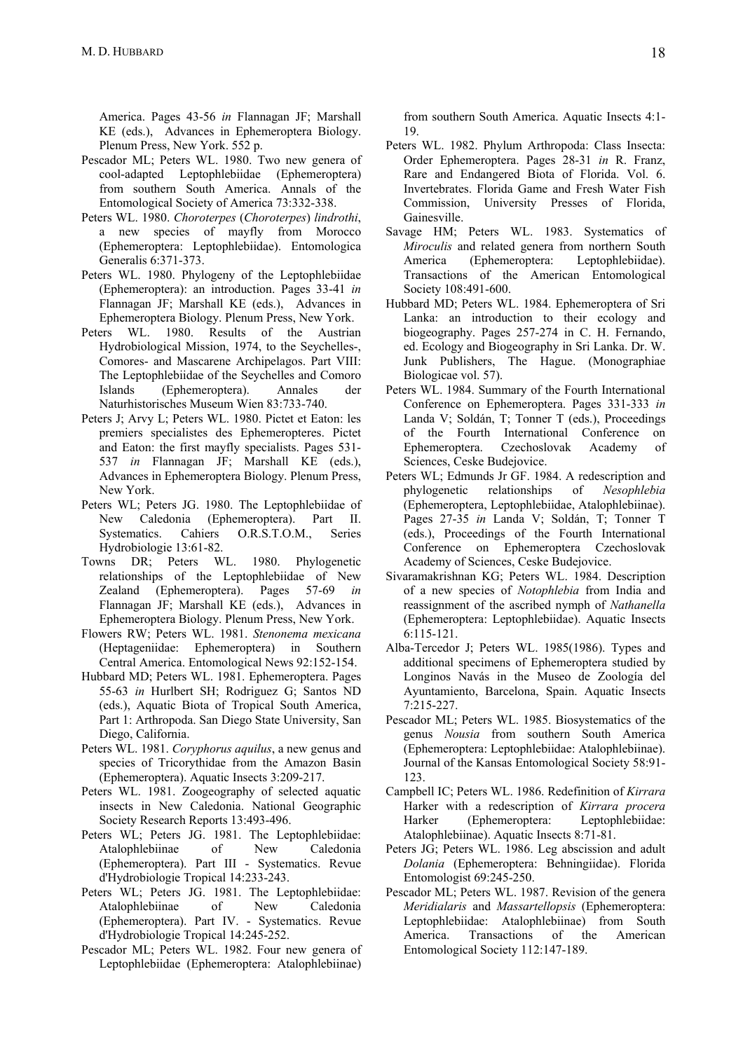America. Pages 43-56 *in* Flannagan JF; Marshall KE (eds.), Advances in Ephemeroptera Biology. Plenum Press, New York. 552 p.

Pescador ML; Peters WL. 1980. Two new genera of cool-adapted Leptophlebiidae (Ephemeroptera) from southern South America. Annals of the Entomological Society of America 73:332-338.

Peters WL. 1980. *Choroterpes* (*Choroterpes*) *lindrothi*, a new species of mayfly from Morocco (Ephemeroptera: Leptophlebiidae). Entomologica Generalis 6:371-373.

Peters WL. 1980. Phylogeny of the Leptophlebiidae (Ephemeroptera): an introduction. Pages 33-41 *in* Flannagan JF; Marshall KE (eds.), Advances in Ephemeroptera Biology. Plenum Press, New York.

Peters WL. 1980. Results of the Austrian Hydrobiological Mission, 1974, to the Seychelles-, Comores- and Mascarene Archipelagos. Part VIII: The Leptophlebiidae of the Seychelles and Comoro Islands (Ephemeroptera). Annales der Naturhistorisches Museum Wien 83:733-740.

Peters J; Arvy L; Peters WL. 1980. Pictet et Eaton: les premiers specialistes des Ephemeropteres. Pictet and Eaton: the first mayfly specialists. Pages 531-537 *in* Flannagan JF; Marshall KE (eds.), Advances in Ephemeroptera Biology. Plenum Press, New York.

Peters WL; Peters JG. 1980. The Leptophlebiidae of New Caledonia (Ephemeroptera). Part II. Systematics. Cahiers O.R.S.T.O.M., Series Hydrobiologie 13:61-82.

Towns DR; Peters WL. 1980. Phylogenetic relationships of the Leptophlebiidae of New Zealand (Ephemeroptera). Pages 57-69 *in* Flannagan JF; Marshall KE (eds.), Advances in Ephemeroptera Biology. Plenum Press, New York.

Flowers RW; Peters WL. 1981. *Stenonema mexicana* (Heptageniidae: Ephemeroptera) in Southern Central America. Entomological News 92:152-154.

Hubbard MD; Peters WL. 1981. Ephemeroptera. Pages 55-63 *in* Hurlbert SH; Rodriguez G; Santos ND (eds.), Aquatic Biota of Tropical South America, Part 1: Arthropoda. San Diego State University, San Diego, California.

Peters WL. 1981. *Coryphorus aquilus*, a new genus and species of Tricorythidae from the Amazon Basin (Ephemeroptera). Aquatic Insects 3:209-217.

Peters WL. 1981. Zoogeography of selected aquatic insects in New Caledonia. National Geographic Society Research Reports 13:493-496.

Peters WL; Peters JG. 1981. The Leptophlebiidae: Atalophlebiinae of New Caledonia (Ephemeroptera). Part III - Systematics. Revue d'Hydrobiologie Tropical 14:233-243.

Peters WL; Peters JG. 1981. The Leptophlebiidae: Atalophlebiinae of New Caledonia (Ephemeroptera). Part IV. - Systematics. Revue d'Hydrobiologie Tropical 14:245-252.

Pescador ML; Peters WL. 1982. Four new genera of Leptophlebiidae (Ephemeroptera: Atalophlebiinae) from southern South America. Aquatic Insects 4:1-19.

Peters WL. 1982. Phylum Arthropoda: Class Insecta: Order Ephemeroptera. Pages 28-31 *in* R. Franz, Rare and Endangered Biota of Florida. Vol. 6. Invertebrates. Florida Game and Fresh Water Fish Commission, University Presses of Florida, Gainesville.

Savage HM; Peters WL. 1983. Systematics of *Miroculis* and related genera from northern South America (Ephemeroptera: Leptophlebiidae). Transactions of the American Entomological Society 108:491-600.

Hubbard MD; Peters WL. 1984. Ephemeroptera of Sri Lanka: an introduction to their ecology and biogeography. Pages 257-274 in C. H. Fernando, ed. Ecology and Biogeography in Sri Lanka. Dr. W. Junk Publishers, The Hague. (Monographiae Biologicae vol. 57).

Peters WL. 1984. Summary of the Fourth International Conference on Ephemeroptera. Pages 331-333 *in* Landa V; Soldán, T; Tonner T (eds.), Proceedings of the Fourth International Conference on Ephemeroptera. Czechoslovak Academy of Sciences, Ceske Budejovice.

Peters WL; Edmunds Jr GF. 1984. A redescription and phylogenetic relationships of *Nesophlebia* (Ephemeroptera, Leptophlebiidae, Atalophlebiinae). Pages 27-35 *in* Landa V; Soldán, T; Tonner T (eds.), Proceedings of the Fourth International Conference on Ephemeroptera Czechoslovak Academy of Sciences, Ceske Budejovice.

Sivaramakrishnan KG; Peters WL. 1984. Description of a new species of *Notophlebia* from India and reassignment of the ascribed nymph of *Nathanella* (Ephemeroptera: Leptophlebiidae). Aquatic Insects 6:115-121.

Alba-Tercedor J; Peters WL. 1985(1986). Types and additional specimens of Ephemeroptera studied by Longinos Navás in the Museo de Zoología del Ayuntamiento, Barcelona, Spain. Aquatic Insects 7:215-227.

Pescador ML; Peters WL. 1985. Biosystematics of the genus *Nousia* from southern South America (Ephemeroptera: Leptophlebiidae: Atalophlebiinae). Journal of the Kansas Entomological Society 58:91-123.

Campbell IC; Peters WL. 1986. Redefinition of *Kirrara* Harker with a redescription of *Kirrara procera* Harker (Ephemeroptera: Leptophlebiidae: Atalophlebiinae). Aquatic Insects 8:71-81.

Peters JG; Peters WL. 1986. Leg abscission and adult *Dolania* (Ephemeroptera: Behningiidae). Florida Entomologist 69:245-250.

Pescador ML; Peters WL. 1987. Revision of the genera *Meridialaris* and *Massartellopsis* (Ephemeroptera: Leptophlebiidae: Atalophlebiinae) from South America. Transactions of the American Entomological Society 112:147-189.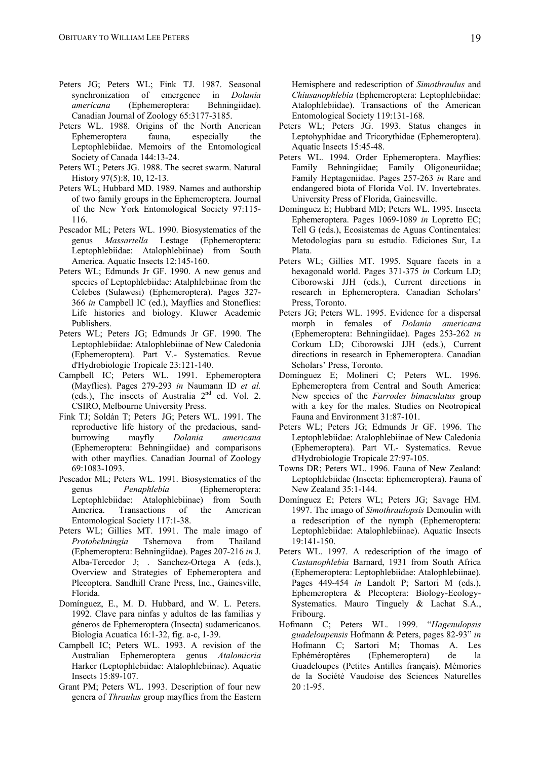Peters JG; Peters WL; Fink TJ. 1987. Seasonal synchronization of emergence in *Dolania americana* (Ephemeroptera: Behningiidae). Canadian Journal of Zoology 65:3177-3185.

Peters WL. 1988. Origins of the North American Ephemeroptera fauna, especially the Leptophlebiidae. Memoirs of the Entomological Society of Canada 144:13-24.

Peters WL; Peters JG. 1988. The secret swarm. Natural History 97(5):8, 10, 12-13.

Peters WL; Hubbard MD. 1989. Names and authorship of two family groups in the Ephemeroptera. Journal of the New York Entomological Society 97:115-116.

Pescador ML; Peters WL. 1990. Biosystematics of the genus *Massartella* Lestage (Ephemeroptera: Leptophlebiidae: Atalophlebiinae) from South America. Aquatic Insects 12:145-160.

Peters WL; Edmunds Jr GF. 1990. A new genus and species of Leptophlebiidae: Atalphlebiinae from the Celebes (Sulawesi) (Ephemeroptera). Pages 327-366 *in* Campbell IC (ed.), Mayflies and Stoneflies: Life histories and biology. Kluwer Academic Publishers.

Peters WL; Peters JG; Edmunds Jr GF. 1990. The Leptophlebiidae: Atalophlebiinae of New Caledonia (Ephemeroptera). Part V.- Systematics. Revue d'Hydrobiologie Tropicale 23:121-140.

Campbell IC; Peters WL. 1991. Ephemeroptera (Mayflies). Pages 279-293 *in* Naumann ID *et al.* (eds.), The insects of Australia 2nd ed. Vol. 2. CSIRO, Melbourne University Press.

Fink TJ; Soldán T; Peters JG; Peters WL. 1991. The reproductive life history of the predacious, sand-burrowing mayfly *Dolania americana* (Ephemeroptera: Behningiidae) and comparisons with other mayflies. Canadian Journal of Zoology 69:1083-1093.

Pescador ML; Peters WL. 1991. Biosystematics of the genus *Penaphlebia* (Ephemeroptera: Leptophlebiidae: Atalophlebiinae) from South America. Transactions of the American Entomological Society 117:1-38.

Peters WL; Gillies MT. 1991. The male imago of *Protobehningia* Tshernova from Thailand (Ephemeroptera: Behningiidae). Pages 207-216 *in* J. Alba-Tercedor J; . Sanchez-Ortega A (eds.), Overview and Strategies of Ephemeroptera and Plecoptera. Sandhill Crane Press, Inc., Gainesville, Florida.

Domínguez, E., M. D. Hubbard, and W. L. Peters. 1992. Clave para ninfas y adultos de las familias y géneros de Ephemeroptera (Insecta) sudamericanos. Biologia Acuatica 16:1-32, fig. a-c, 1-39.

Campbell IC; Peters WL. 1993. A revision of the Australian Ephemeroptera genus *Atalomicria* Harker (Leptophlebiidae: Atalophlebiinae). Aquatic Insects 15:89-107.

Grant PM; Peters WL. 1993. Description of four new genera of *Thraulus* group mayflies from the Eastern Hemisphere and redescription of *Simothraulus* and *Chiusanophlebia* (Ephemeroptera: Leptophlebiidae: Atalophlebiidae). Transactions of the American Entomological Society 119:131-168.

Peters WL; Peters JG. 1993. Status changes in Leptohyphidae and Tricorythidae (Ephemeroptera). Aquatic Insects 15:45-48.

Peters WL. 1994. Order Ephemeroptera. Mayflies: Family Behningiidae; Family Oligoneuriidae; Family Heptageniidae. Pages 257-263 *in* Rare and endangered biota of Florida Vol. IV. Invertebrates. University Press of Florida, Gainesville.

Domínguez E; Hubbard MD; Peters WL. 1995. Insecta Ephemeroptera. Pages 1069-1089 *in* Lopretto EC; Tell G (eds.), Ecosistemas de Aguas Continentales: Metodologías para su estudio. Ediciones Sur, La Plata.

Peters WL; Gillies MT. 1995. Square facets in a hexagonald world. Pages 371-375 *in* Corkum LD; Ciborowski JJH (eds.), Current directions in research in Ephemeroptera. Canadian Scholars' Press, Toronto.

Peters JG; Peters WL. 1995. Evidence for a dispersal morph in females of *Dolania americana* (Ephemeroptera: Behningiidae). Pages 253-262 *in* Corkum LD; Ciborowski JJH (eds.), Current directions in research in Ephemeroptera. Canadian Scholars' Press, Toronto.

Domínguez E; Molineri C; Peters WL. 1996. Ephemeroptera from Central and South America: New species of the *Farrodes bimaculatus* group with a key for the males. Studies on Neotropical Fauna and Environment 31:87-101.

Peters WL; Peters JG; Edmunds Jr GF. 1996. The Leptophlebiidae: Atalophlebiinae of New Caledonia (Ephemeroptera). Part VI.- Systematics. Revue d'Hydrobiologie Tropicale 27:97-105.

Towns DR; Peters WL. 1996. Fauna of New Zealand: Leptophlebiidae (Insecta: Ephemeroptera). Fauna of New Zealand 35:1-144.

Domínguez E; Peters WL; Peters JG; Savage HM. 1997. The imago of *Simothraulopsis* Demoulin with a redescription of the nymph (Ephemeroptera: Leptophlebiidae: Atalophlebiinae). Aquatic Insects 19:141-150.

Peters WL. 1997. A redescription of the imago of *Castanophlebia* Barnard, 1931 from South Africa (Ephemeroptera: Leptophlebiidae: Atalophlebiinae). Pages 449-454 *in* Landolt P; Sartori M (eds.), Ephemeroptera & Plecoptera: Biology-Ecology-Systematics. Mauro Tinguely & Lachat S.A., Fribourg.

Hofmann C; Peters WL. 1999. "*Hagenulopsis guadeloupensis* Hofmann & Peters, pages 82-93" *in* Hofmann C; Sartori M; Thomas A. Les Ephéméroptères (Ephemeroptera) de la Guadeloupes (Petites Antilles français). Mémories de la Société Vaudoise des Sciences Naturelles 20 :1-95.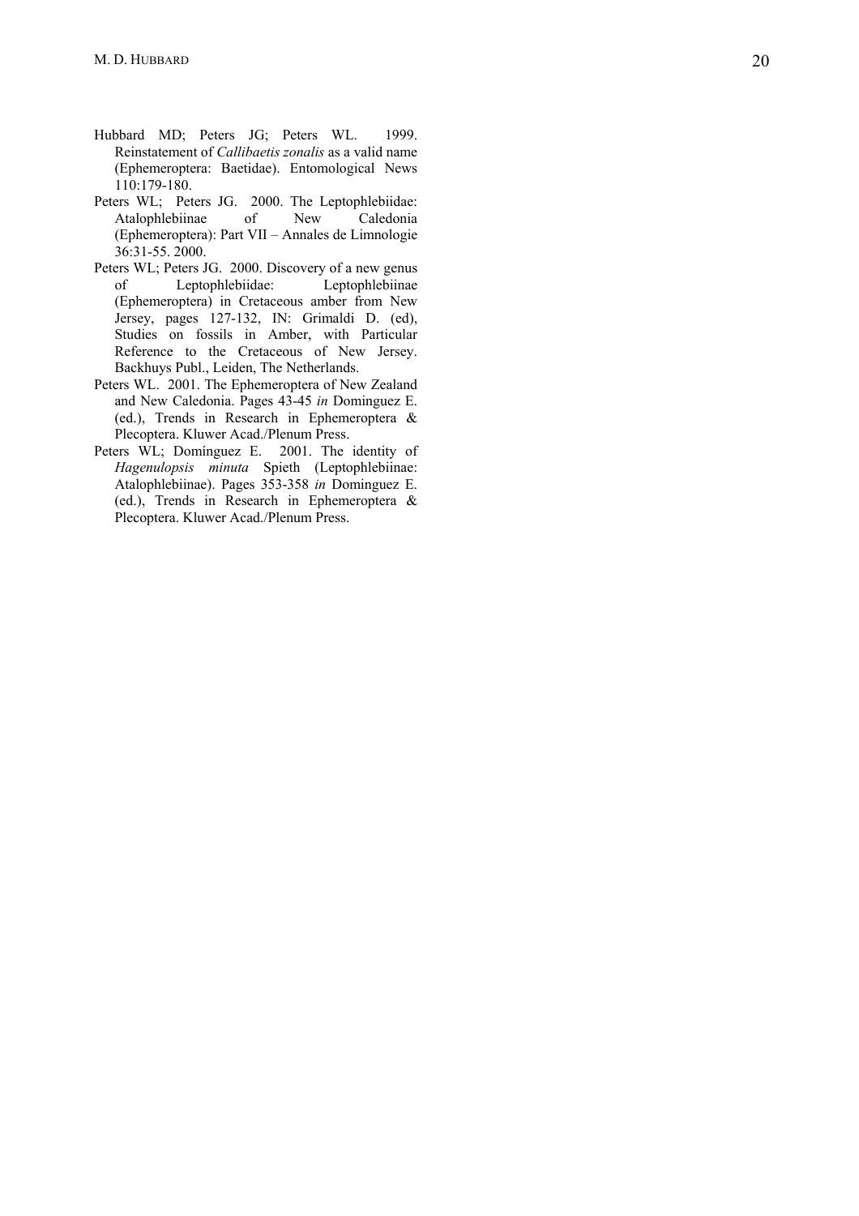Hubbard MD; Peters JG; Peters WL. 1999. Reinstatement of *Callibaetis zonalis* as a valid name (Ephemeroptera: Baetidae). Entomological News 110:179-180.

Peters WL; Peters JG. 2000. The Leptophlebiidae: Atalophlebiinae of New Caledonia (Ephemeroptera): Part VII – Annales de Limnologie 36:31-55. 2000.

Peters WL; Peters JG. 2000. Discovery of a new genus of Leptophlebiidae: Leptophlebiinae (Ephemeroptera) in Cretaceous amber from New Jersey, pages 127-132, IN: Grimaldi D. (ed), Studies on fossils in Amber, with Particular Reference to the Cretaceous of New Jersey. Backhuys Publ., Leiden, The Netherlands.

Peters WL. 2001. The Ephemeroptera of New Zealand and New Caledonia. Pages 43-45 *in* Dominguez E. (ed.), Trends in Research in Ephemeroptera & Plecoptera. Kluwer Acad./Plenum Press.

Peters WL; Domínguez E. 2001. The identity of *Hagenulopsis minuta* Spieth (Leptophlebiinae: Atalophlebiinae). Pages 353-358 *in* Dominguez E. (ed.), Trends in Research in Ephemeroptera & Plecoptera. Kluwer Acad./Plenum Press.